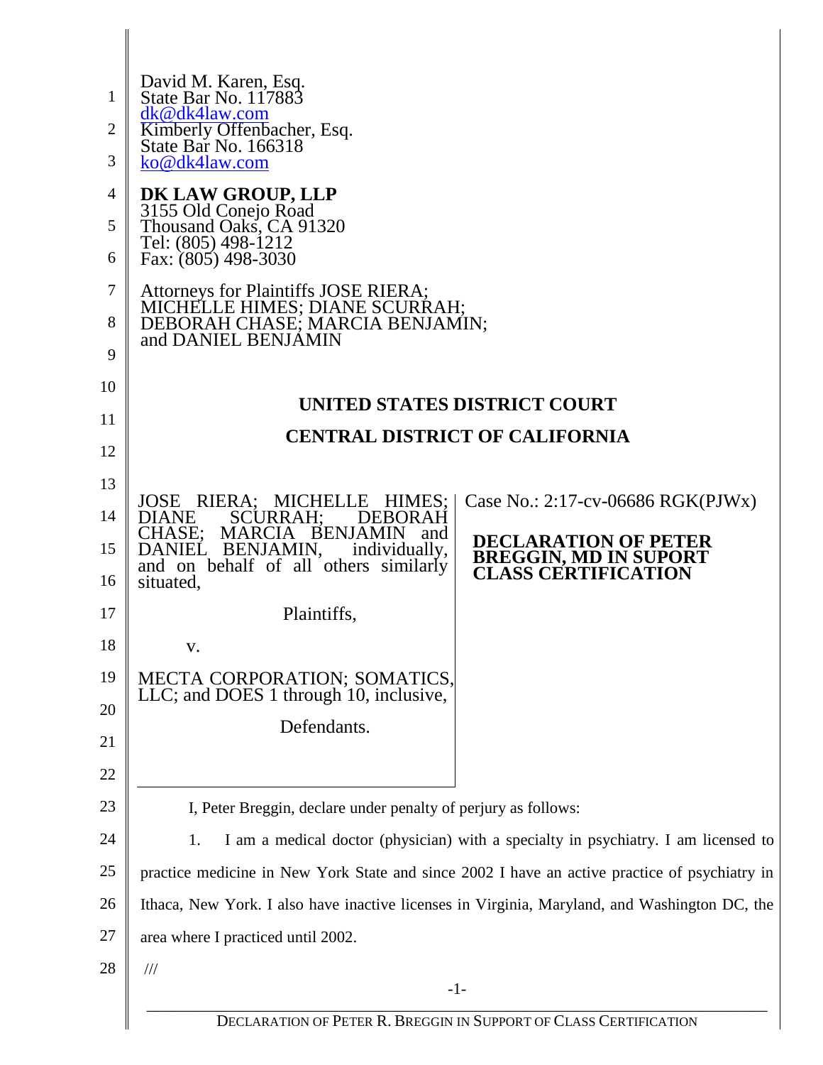David M. Karen, Esq.
State Bar No. 117883
dk@dk4law.com
Kimberly Offenbacher, Esq.
State Bar No. 166318
ko@dk4law.com

**DK LAW GROUP, LLP**
3155 Old Conejo Road
Thousand Oaks, CA 91320
Tel: (805) 498-1212
Fax: (805) 498-3030

Attorneys for Plaintiffs JOSE RIERA; MICHELLE HIMES; DIANE SCURRAH; DEBORAH CHASE; MARCIA BENJAMIN; and DANIEL BENJAMIN

**UNITED STATES DISTRICT COURT**

**CENTRAL DISTRICT OF CALIFORNIA**

JOSE RIERA; MICHELLE HIMES; DIANE SCURRAH; DEBORAH CHASE; MARCIA BENJAMIN and DANIEL BENJAMIN, individually, and on behalf of all others similarly situated,

Plaintiffs,

v.

MECTA CORPORATION; SOMATICS, LLC; and DOES 1 through 10, inclusive,

Defendants.

Case No.: 2:17-cv-06686 RGK(PJWx)

**DECLARATION OF PETER BREGGIN, MD IN SUPORT CLASS CERTIFICATION**

I, Peter Breggin, declare under penalty of perjury as follows:

1. I am a medical doctor (physician) with a specialty in psychiatry. I am licensed to practice medicine in New York State and since 2002 I have an active practice of psychiatry in Ithaca, New York. I also have inactive licenses in Virginia, Maryland, and Washington DC, the area where I practiced until 2002.

///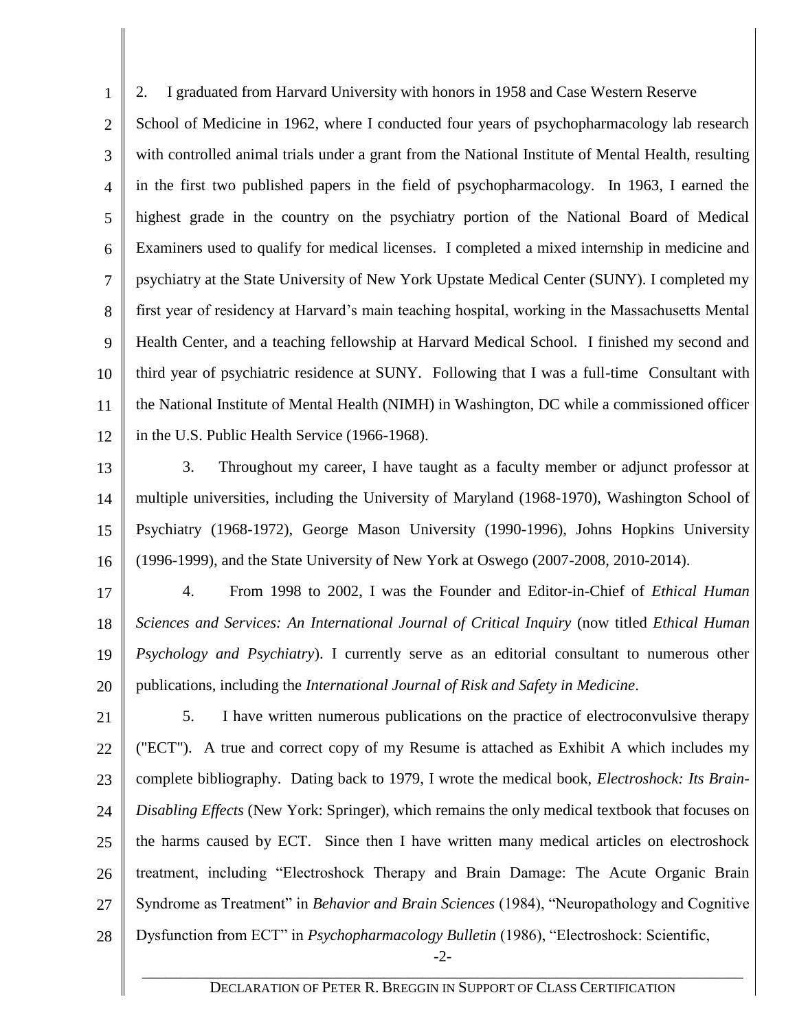2. I graduated from Harvard University with honors in 1958 and Case Western Reserve School of Medicine in 1962, where I conducted four years of psychopharmacology lab research with controlled animal trials under a grant from the National Institute of Mental Health, resulting in the first two published papers in the field of psychopharmacology. In 1963, I earned the highest grade in the country on the psychiatry portion of the National Board of Medical Examiners used to qualify for medical licenses. I completed a mixed internship in medicine and psychiatry at the State University of New York Upstate Medical Center (SUNY). I completed my first year of residency at Harvard's main teaching hospital, working in the Massachusetts Mental Health Center, and a teaching fellowship at Harvard Medical School. I finished my second and third year of psychiatric residence at SUNY. Following that I was a full-time Consultant with the National Institute of Mental Health (NIMH) in Washington, DC while a commissioned officer in the U.S. Public Health Service (1966-1968).

3. Throughout my career, I have taught as a faculty member or adjunct professor at multiple universities, including the University of Maryland (1968-1970), Washington School of Psychiatry (1968-1972), George Mason University (1990-1996), Johns Hopkins University (1996-1999), and the State University of New York at Oswego (2007-2008, 2010-2014).

4. From 1998 to 2002, I was the Founder and Editor-in-Chief of *Ethical Human Sciences and Services: An International Journal of Critical Inquiry* (now titled *Ethical Human Psychology and Psychiatry*). I currently serve as an editorial consultant to numerous other publications, including the *International Journal of Risk and Safety in Medicine*.

5. I have written numerous publications on the practice of electroconvulsive therapy ("ECT"). A true and correct copy of my Resume is attached as Exhibit A which includes my complete bibliography. Dating back to 1979, I wrote the medical book, *Electroshock: Its Brain-Disabling Effects* (New York: Springer), which remains the only medical textbook that focuses on the harms caused by ECT. Since then I have written many medical articles on electroshock treatment, including "Electroshock Therapy and Brain Damage: The Acute Organic Brain Syndrome as Treatment" in *Behavior and Brain Sciences* (1984), "Neuropathology and Cognitive Dysfunction from ECT" in *Psychopharmacology Bulletin* (1986), "Electroshock: Scientific,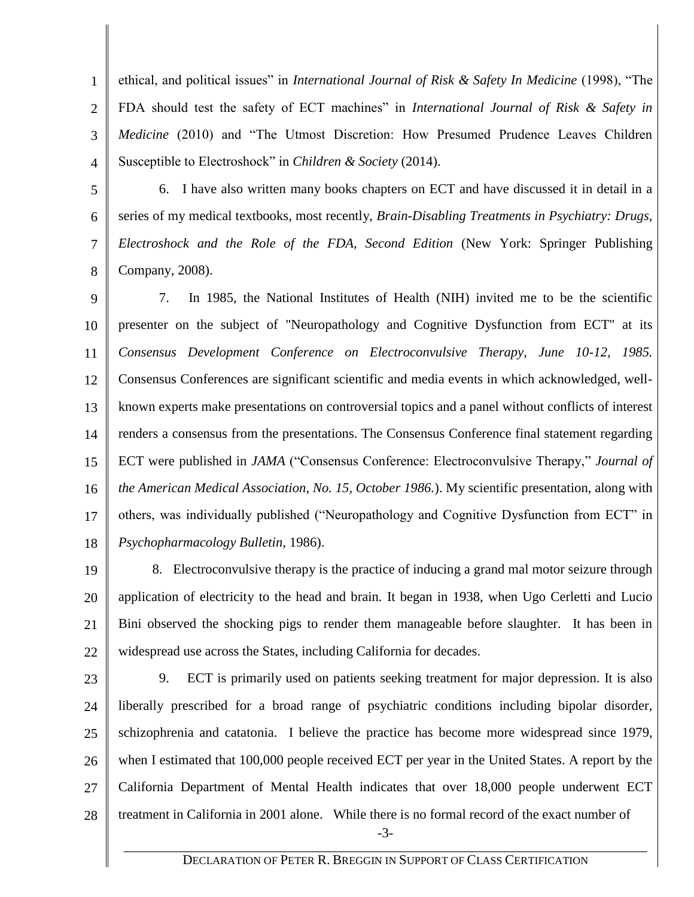ethical, and political issues" in *International Journal of Risk & Safety In Medicine* (1998), "The FDA should test the safety of ECT machines" in *International Journal of Risk & Safety in Medicine* (2010) and "The Utmost Discretion: How Presumed Prudence Leaves Children Susceptible to Electroshock" in *Children & Society* (2014).

6. I have also written many books chapters on ECT and have discussed it in detail in a series of my medical textbooks, most recently, *Brain-Disabling Treatments in Psychiatry: Drugs, Electroshock and the Role of the FDA, Second Edition* (New York: Springer Publishing Company, 2008).

7. In 1985, the National Institutes of Health (NIH) invited me to be the scientific presenter on the subject of "Neuropathology and Cognitive Dysfunction from ECT" at its *Consensus Development Conference on Electroconvulsive Therapy, June 10-12, 1985.* Consensus Conferences are significant scientific and media events in which acknowledged, well-known experts make presentations on controversial topics and a panel without conflicts of interest renders a consensus from the presentations. The Consensus Conference final statement regarding ECT were published in *JAMA* ("Consensus Conference: Electroconvulsive Therapy," *Journal of the American Medical Association, No. 15, October 1986.*). My scientific presentation, along with others, was individually published ("Neuropathology and Cognitive Dysfunction from ECT" in *Psychopharmacology Bulletin,* 1986).

8. Electroconvulsive therapy is the practice of inducing a grand mal motor seizure through application of electricity to the head and brain. It began in 1938, when Ugo Cerletti and Lucio Bini observed the shocking pigs to render them manageable before slaughter. It has been in widespread use across the States, including California for decades.

9. ECT is primarily used on patients seeking treatment for major depression. It is also liberally prescribed for a broad range of psychiatric conditions including bipolar disorder, schizophrenia and catatonia. I believe the practice has become more widespread since 1979, when I estimated that 100,000 people received ECT per year in the United States. A report by the California Department of Mental Health indicates that over 18,000 people underwent ECT treatment in California in 2001 alone. While there is no formal record of the exact number of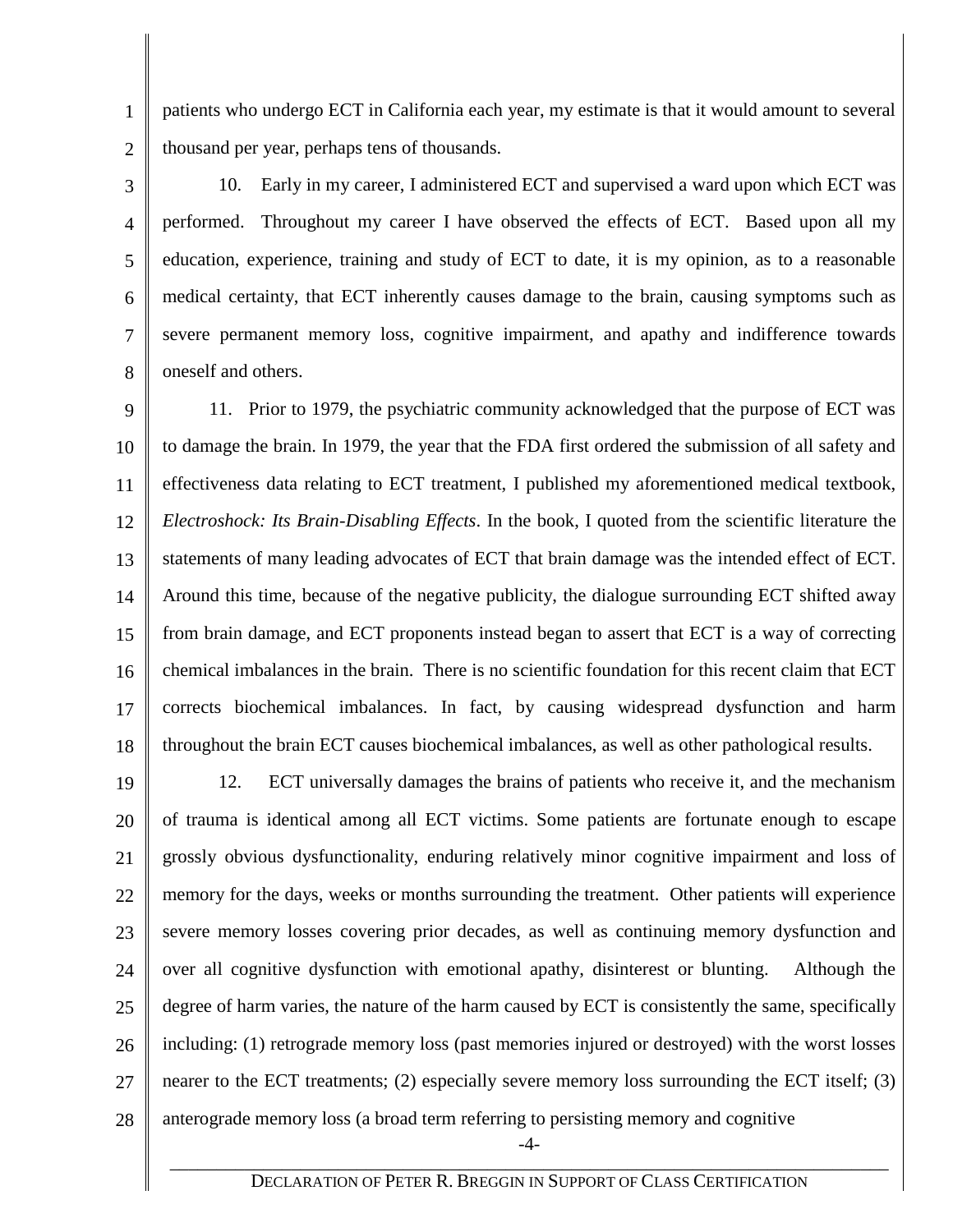patients who undergo ECT in California each year, my estimate is that it would amount to several thousand per year, perhaps tens of thousands.

10. Early in my career, I administered ECT and supervised a ward upon which ECT was performed. Throughout my career I have observed the effects of ECT. Based upon all my education, experience, training and study of ECT to date, it is my opinion, as to a reasonable medical certainty, that ECT inherently causes damage to the brain, causing symptoms such as severe permanent memory loss, cognitive impairment, and apathy and indifference towards oneself and others.

11. Prior to 1979, the psychiatric community acknowledged that the purpose of ECT was to damage the brain. In 1979, the year that the FDA first ordered the submission of all safety and effectiveness data relating to ECT treatment, I published my aforementioned medical textbook, *Electroshock: Its Brain-Disabling Effects*. In the book, I quoted from the scientific literature the statements of many leading advocates of ECT that brain damage was the intended effect of ECT. Around this time, because of the negative publicity, the dialogue surrounding ECT shifted away from brain damage, and ECT proponents instead began to assert that ECT is a way of correcting chemical imbalances in the brain. There is no scientific foundation for this recent claim that ECT corrects biochemical imbalances. In fact, by causing widespread dysfunction and harm throughout the brain ECT causes biochemical imbalances, as well as other pathological results.

12. ECT universally damages the brains of patients who receive it, and the mechanism of trauma is identical among all ECT victims. Some patients are fortunate enough to escape grossly obvious dysfunctionality, enduring relatively minor cognitive impairment and loss of memory for the days, weeks or months surrounding the treatment. Other patients will experience severe memory losses covering prior decades, as well as continuing memory dysfunction and over all cognitive dysfunction with emotional apathy, disinterest or blunting. Although the degree of harm varies, the nature of the harm caused by ECT is consistently the same, specifically including: (1) retrograde memory loss (past memories injured or destroyed) with the worst losses nearer to the ECT treatments; (2) especially severe memory loss surrounding the ECT itself; (3) anterograde memory loss (a broad term referring to persisting memory and cognitive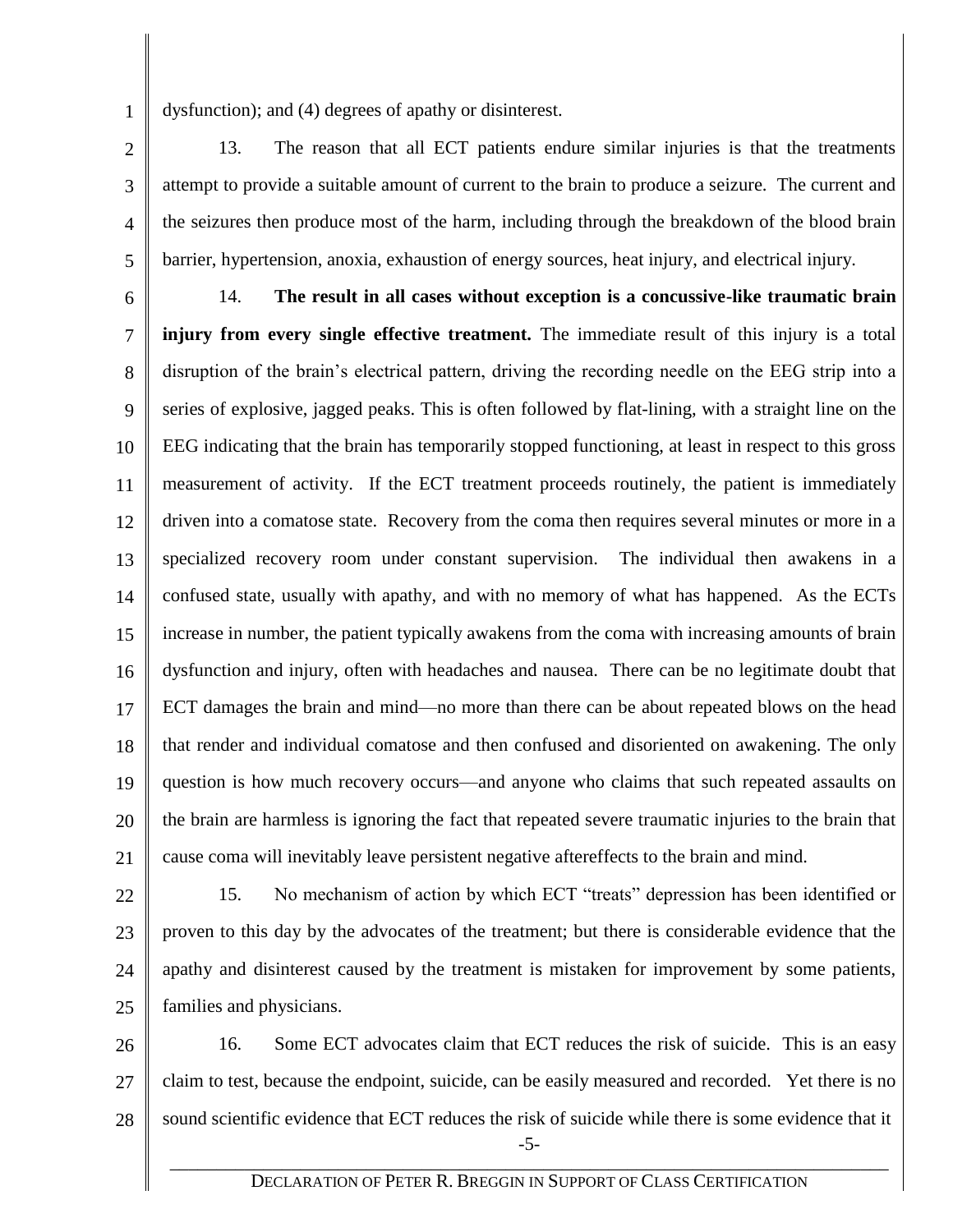dysfunction); and (4) degrees of apathy or disinterest.

13. The reason that all ECT patients endure similar injuries is that the treatments attempt to provide a suitable amount of current to the brain to produce a seizure. The current and the seizures then produce most of the harm, including through the breakdown of the blood brain barrier, hypertension, anoxia, exhaustion of energy sources, heat injury, and electrical injury.

14. **The result in all cases without exception is a concussive-like traumatic brain injury from every single effective treatment.** The immediate result of this injury is a total disruption of the brain's electrical pattern, driving the recording needle on the EEG strip into a series of explosive, jagged peaks. This is often followed by flat-lining, with a straight line on the EEG indicating that the brain has temporarily stopped functioning, at least in respect to this gross measurement of activity. If the ECT treatment proceeds routinely, the patient is immediately driven into a comatose state. Recovery from the coma then requires several minutes or more in a specialized recovery room under constant supervision. The individual then awakens in a confused state, usually with apathy, and with no memory of what has happened. As the ECTs increase in number, the patient typically awakens from the coma with increasing amounts of brain dysfunction and injury, often with headaches and nausea. There can be no legitimate doubt that ECT damages the brain and mind—no more than there can be about repeated blows on the head that render and individual comatose and then confused and disoriented on awakening. The only question is how much recovery occurs—and anyone who claims that such repeated assaults on the brain are harmless is ignoring the fact that repeated severe traumatic injuries to the brain that cause coma will inevitably leave persistent negative aftereffects to the brain and mind.

15. No mechanism of action by which ECT "treats" depression has been identified or proven to this day by the advocates of the treatment; but there is considerable evidence that the apathy and disinterest caused by the treatment is mistaken for improvement by some patients, families and physicians.

16. Some ECT advocates claim that ECT reduces the risk of suicide. This is an easy claim to test, because the endpoint, suicide, can be easily measured and recorded. Yet there is no sound scientific evidence that ECT reduces the risk of suicide while there is some evidence that it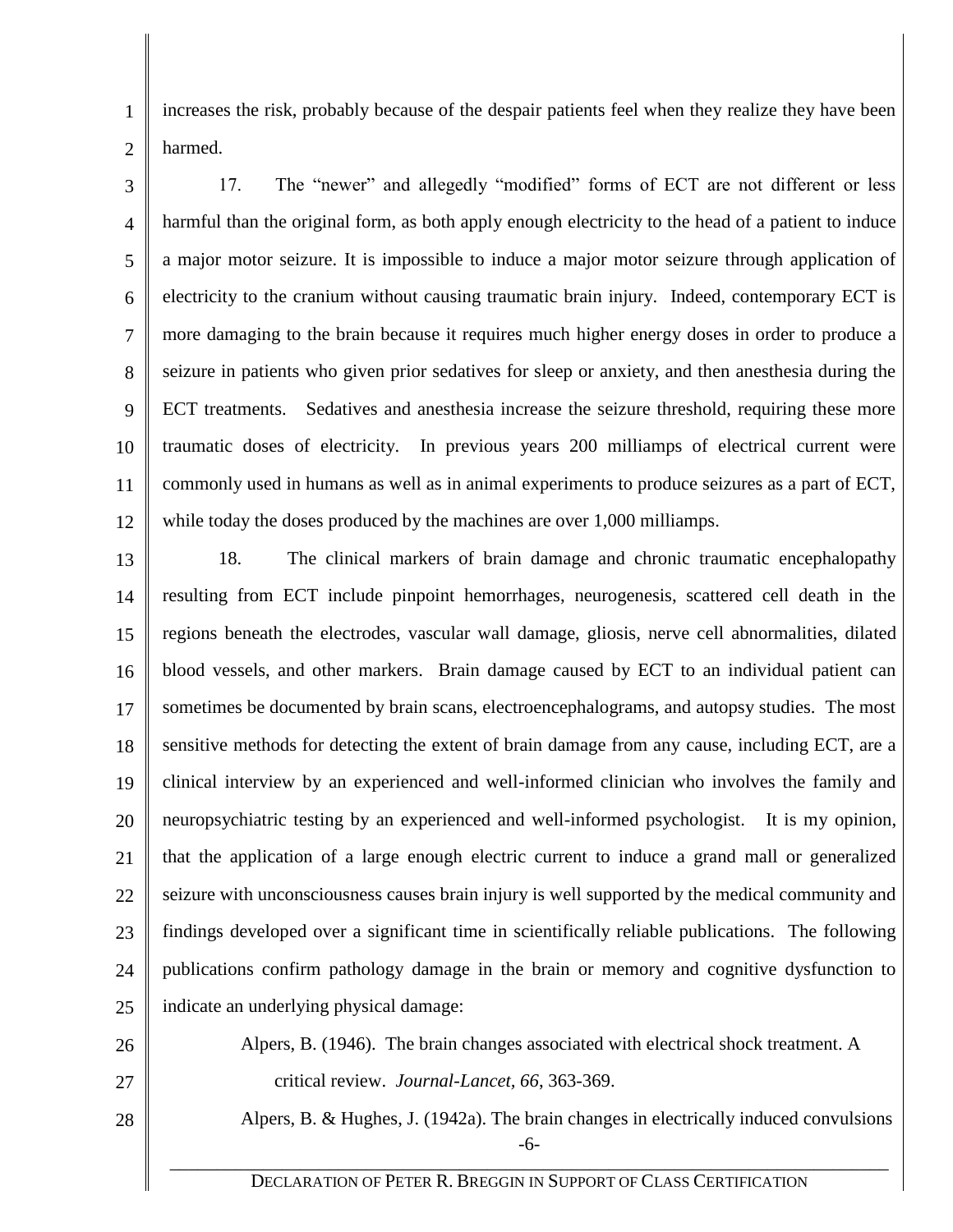increases the risk, probably because of the despair patients feel when they realize they have been harmed.

17. The "newer" and allegedly "modified" forms of ECT are not different or less harmful than the original form, as both apply enough electricity to the head of a patient to induce a major motor seizure. It is impossible to induce a major motor seizure through application of electricity to the cranium without causing traumatic brain injury. Indeed, contemporary ECT is more damaging to the brain because it requires much higher energy doses in order to produce a seizure in patients who given prior sedatives for sleep or anxiety, and then anesthesia during the ECT treatments. Sedatives and anesthesia increase the seizure threshold, requiring these more traumatic doses of electricity. In previous years 200 milliamps of electrical current were commonly used in humans as well as in animal experiments to produce seizures as a part of ECT, while today the doses produced by the machines are over 1,000 milliamps.

18. The clinical markers of brain damage and chronic traumatic encephalopathy resulting from ECT include pinpoint hemorrhages, neurogenesis, scattered cell death in the regions beneath the electrodes, vascular wall damage, gliosis, nerve cell abnormalities, dilated blood vessels, and other markers. Brain damage caused by ECT to an individual patient can sometimes be documented by brain scans, electroencephalograms, and autopsy studies. The most sensitive methods for detecting the extent of brain damage from any cause, including ECT, are a clinical interview by an experienced and well-informed clinician who involves the family and neuropsychiatric testing by an experienced and well-informed psychologist. It is my opinion, that the application of a large enough electric current to induce a grand mall or generalized seizure with unconsciousness causes brain injury is well supported by the medical community and findings developed over a significant time in scientifically reliable publications. The following publications confirm pathology damage in the brain or memory and cognitive dysfunction to indicate an underlying physical damage:

Alpers, B. (1946). The brain changes associated with electrical shock treatment. A critical review. *Journal-Lancet, 66*, 363-369.

Alpers, B. & Hughes, J. (1942a). The brain changes in electrically induced convulsions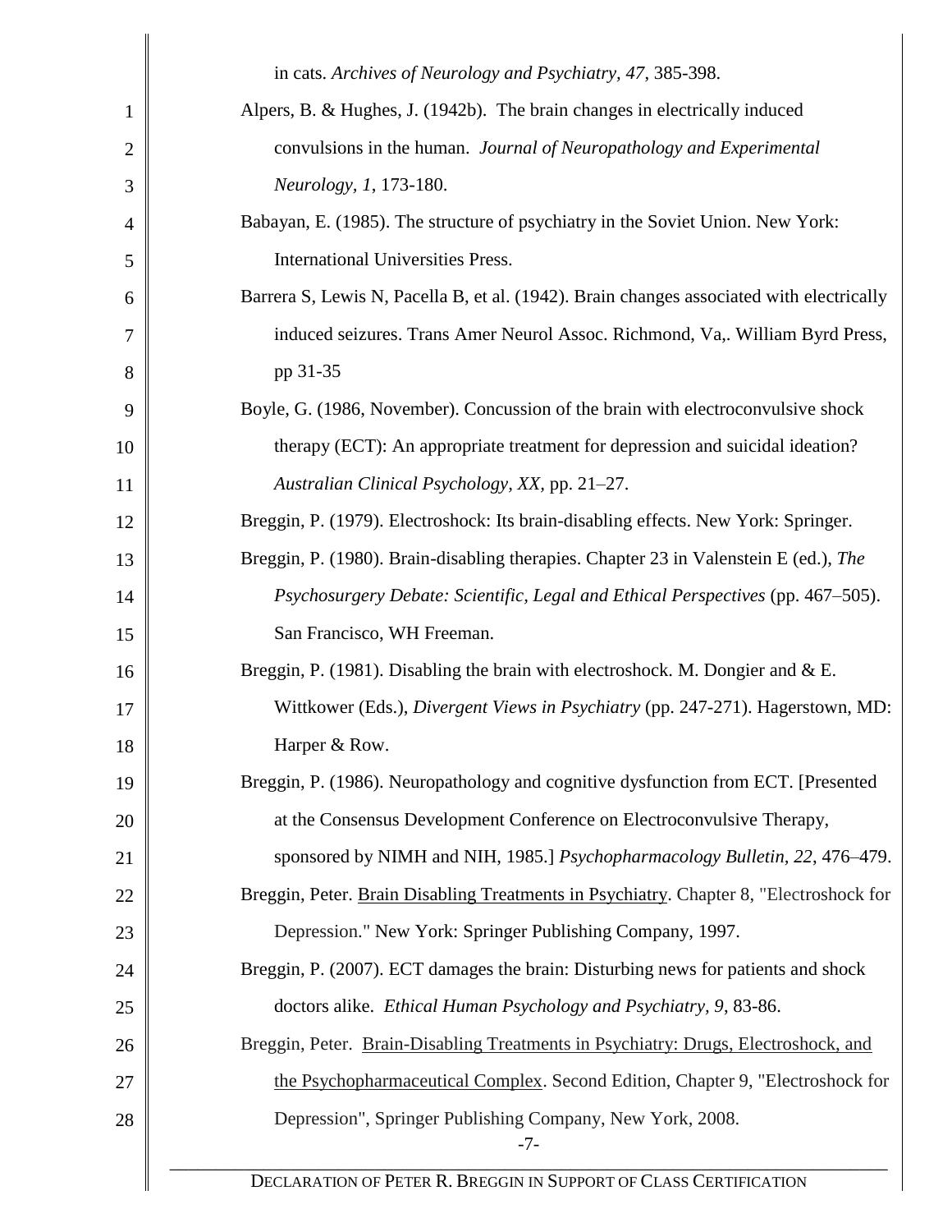in cats. *Archives of Neurology and Psychiatry, 47*, 385-398.

Alpers, B. & Hughes, J. (1942b). The brain changes in electrically induced convulsions in the human. *Journal of Neuropathology and Experimental Neurology, 1*, 173-180.

Babayan, E. (1985). The structure of psychiatry in the Soviet Union. New York: International Universities Press.

Barrera S, Lewis N, Pacella B, et al. (1942). Brain changes associated with electrically induced seizures. Trans Amer Neurol Assoc. Richmond, Va,. William Byrd Press, pp 31-35

Boyle, G. (1986, November). Concussion of the brain with electroconvulsive shock therapy (ECT): An appropriate treatment for depression and suicidal ideation? *Australian Clinical Psychology, XX*, pp. 21–27.

Breggin, P. (1979). Electroshock: Its brain-disabling effects. New York: Springer.

Breggin, P. (1980). Brain-disabling therapies. Chapter 23 in Valenstein E (ed.), *The Psychosurgery Debate: Scientific, Legal and Ethical Perspectives* (pp. 467–505). San Francisco, WH Freeman.

Breggin, P. (1981). Disabling the brain with electroshock. M. Dongier and & E. Wittkower (Eds.), *Divergent Views in Psychiatry* (pp. 247-271). Hagerstown, MD: Harper & Row.

Breggin, P. (1986). Neuropathology and cognitive dysfunction from ECT. [Presented at the Consensus Development Conference on Electroconvulsive Therapy, sponsored by NIMH and NIH, 1985.] *Psychopharmacology Bulletin, 22*, 476–479.

Breggin, Peter. Brain Disabling Treatments in Psychiatry. Chapter 8, "Electroshock for Depression." New York: Springer Publishing Company, 1997.

Breggin, P. (2007). ECT damages the brain: Disturbing news for patients and shock doctors alike. *Ethical Human Psychology and Psychiatry, 9*, 83-86.

Breggin, Peter. Brain-Disabling Treatments in Psychiatry: Drugs, Electroshock, and the Psychopharmaceutical Complex. Second Edition, Chapter 9, "Electroshock for Depression", Springer Publishing Company, New York, 2008.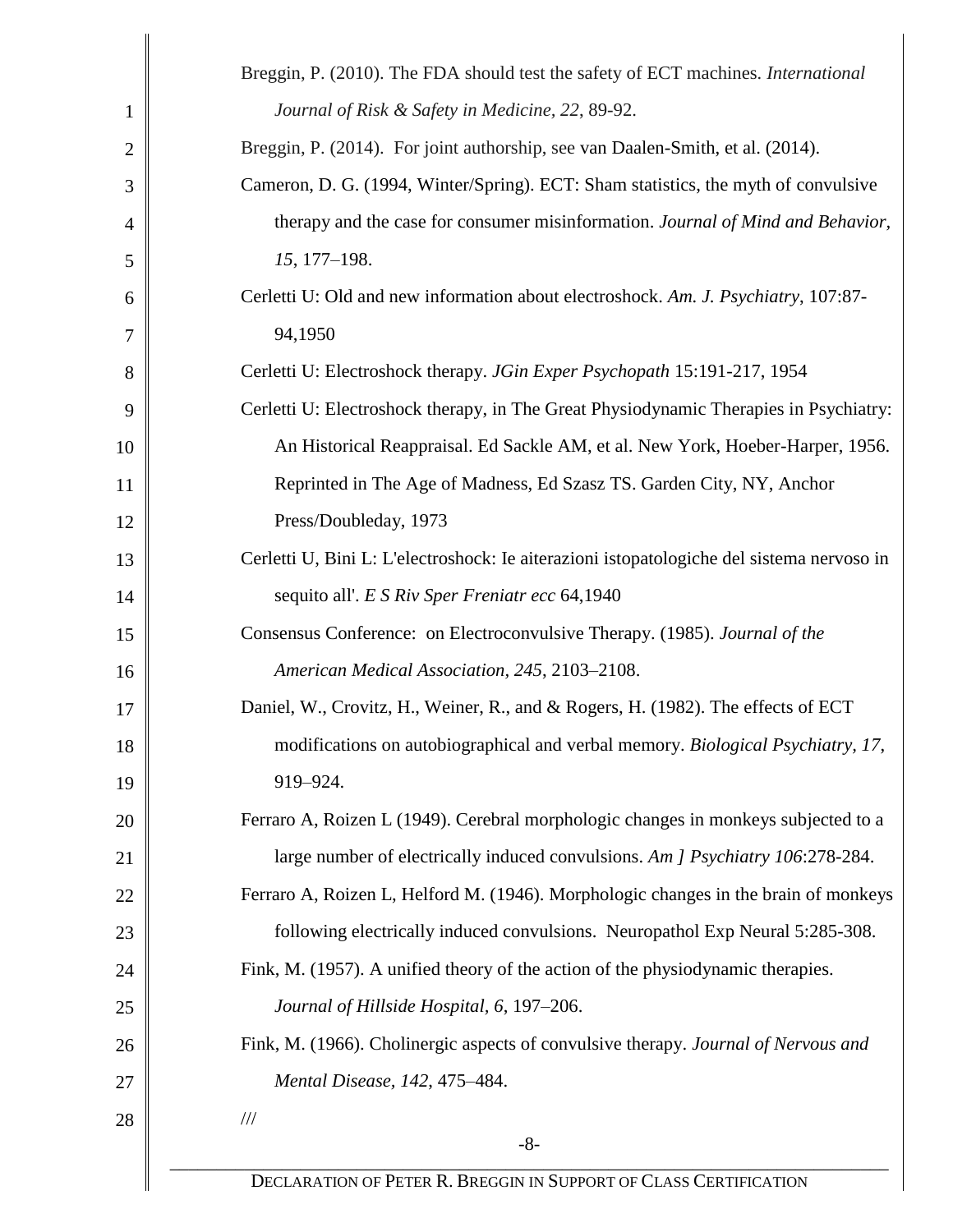Breggin, P. (2010). The FDA should test the safety of ECT machines. *International Journal of Risk & Safety in Medicine, 22*, 89-92.

Breggin, P. (2014). For joint authorship, see van Daalen-Smith, et al. (2014).

Cameron, D. G. (1994, Winter/Spring). ECT: Sham statistics, the myth of convulsive therapy and the case for consumer misinformation. *Journal of Mind and Behavior, 15*, 177–198.

Cerletti U: Old and new information about electroshock. *Am. J. Psychiatry*, 107:87-94,1950

Cerletti U: Electroshock therapy. *JGin Exper Psychopath* 15:191-217, 1954

Cerletti U: Electroshock therapy, in The Great Physiodynamic Therapies in Psychiatry: An Historical Reappraisal. Ed Sackle AM, et al. New York, Hoeber-Harper, 1956. Reprinted in The Age of Madness, Ed Szasz TS. Garden City, NY, Anchor Press/Doubleday, 1973

Cerletti U, Bini L: L'electroshock: Ie aiterazioni istopatologiche del sistema nervoso in sequito all'. *E S Riv Sper Freniatr ecc* 64,1940

Consensus Conference: on Electroconvulsive Therapy. (1985). *Journal of the American Medical Association, 245*, 2103–2108.

Daniel, W., Crovitz, H., Weiner, R., and & Rogers, H. (1982). The effects of ECT modifications on autobiographical and verbal memory. *Biological Psychiatry, 17*, 919–924.

Ferraro A, Roizen L (1949). Cerebral morphologic changes in monkeys subjected to a large number of electrically induced convulsions. *Am ] Psychiatry 106*:278-284.

Ferraro A, Roizen L, Helford M. (1946). Morphologic changes in the brain of monkeys following electrically induced convulsions. Neuropathol Exp Neural 5:285-308.

Fink, M. (1957). A unified theory of the action of the physiodynamic therapies. *Journal of Hillside Hospital, 6*, 197–206.

Fink, M. (1966). Cholinergic aspects of convulsive therapy. *Journal of Nervous and Mental Disease, 142*, 475–484.

///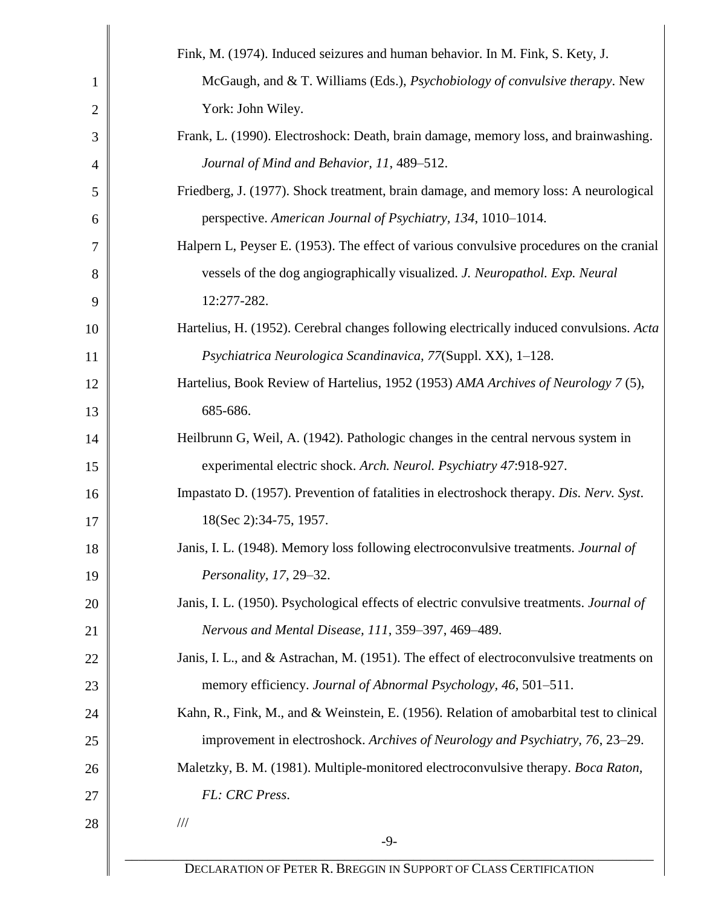Fink, M. (1974). Induced seizures and human behavior. In M. Fink, S. Kety, J. McGaugh, and & T. Williams (Eds.), *Psychobiology of convulsive therapy*. New York: John Wiley.

Frank, L. (1990). Electroshock: Death, brain damage, memory loss, and brainwashing. *Journal of Mind and Behavior, 11*, 489–512.

Friedberg, J. (1977). Shock treatment, brain damage, and memory loss: A neurological perspective. *American Journal of Psychiatry, 134*, 1010–1014.

Halpern L, Peyser E. (1953). The effect of various convulsive procedures on the cranial vessels of the dog angiographically visualized. *J. Neuropathol. Exp. Neural* 12:277-282.

Hartelius, H. (1952). Cerebral changes following electrically induced convulsions. *Acta Psychiatrica Neurologica Scandinavica, 77*(Suppl. XX), 1–128.

Hartelius, Book Review of Hartelius, 1952 (1953) *AMA Archives of Neurology 7* (5), 685-686.

Heilbrunn G, Weil, A. (1942). Pathologic changes in the central nervous system in experimental electric shock. *Arch. Neurol. Psychiatry 47*:918-927.

Impastato D. (1957). Prevention of fatalities in electroshock therapy. *Dis. Nerv. Syst*. 18(Sec 2):34-75, 1957.

Janis, I. L. (1948). Memory loss following electroconvulsive treatments. *Journal of Personality, 17*, 29–32.

Janis, I. L. (1950). Psychological effects of electric convulsive treatments. *Journal of Nervous and Mental Disease, 111*, 359–397, 469–489.

Janis, I. L., and & Astrachan, M. (1951). The effect of electroconvulsive treatments on memory efficiency. *Journal of Abnormal Psychology, 46*, 501–511.

Kahn, R., Fink, M., and & Weinstein, E. (1956). Relation of amobarbital test to clinical improvement in electroshock. *Archives of Neurology and Psychiatry, 76*, 23–29.

Maletzky, B. M. (1981). Multiple-monitored electroconvulsive therapy. *Boca Raton, FL: CRC Press*.

///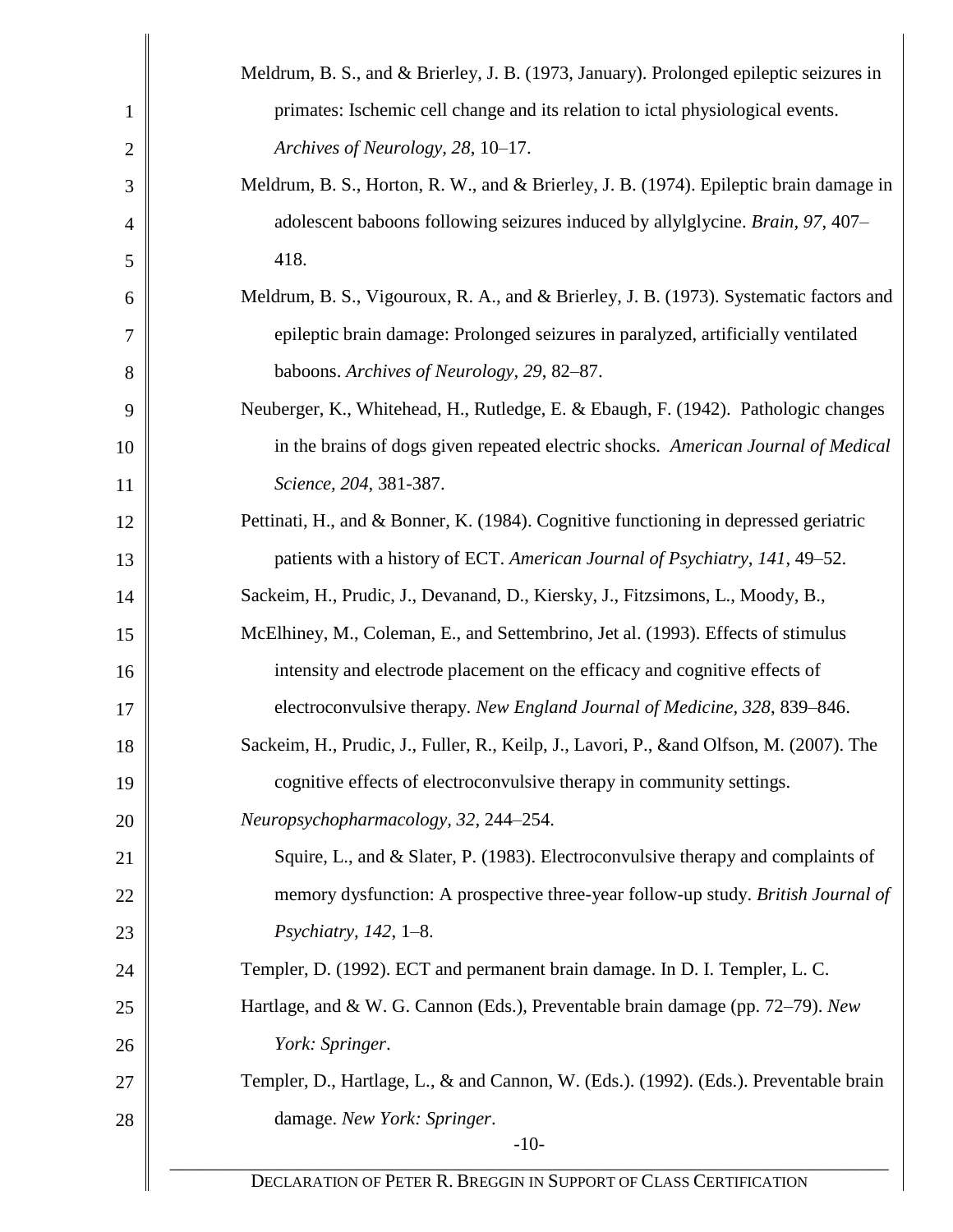Meldrum, B. S., and & Brierley, J. B. (1973, January). Prolonged epileptic seizures in primates: Ischemic cell change and its relation to ictal physiological events. *Archives of Neurology, 28*, 10–17.

Meldrum, B. S., Horton, R. W., and & Brierley, J. B. (1974). Epileptic brain damage in adolescent baboons following seizures induced by allylglycine. *Brain*, *97*, 407–418.

Meldrum, B. S., Vigouroux, R. A., and & Brierley, J. B. (1973). Systematic factors and epileptic brain damage: Prolonged seizures in paralyzed, artificially ventilated baboons. *Archives of Neurology, 29*, 82–87.

Neuberger, K., Whitehead, H., Rutledge, E. & Ebaugh, F. (1942). Pathologic changes in the brains of dogs given repeated electric shocks. *American Journal of Medical Science, 204*, 381-387.

Pettinati, H., and & Bonner, K. (1984). Cognitive functioning in depressed geriatric patients with a history of ECT. *American Journal of Psychiatry, 141*, 49–52.

Sackeim, H., Prudic, J., Devanand, D., Kiersky, J., Fitzsimons, L., Moody, B., McElhiney, M., Coleman, E., and Settembrino, Jet al. (1993). Effects of stimulus intensity and electrode placement on the efficacy and cognitive effects of electroconvulsive therapy. *New England Journal of Medicine, 328*, 839–846.

Sackeim, H., Prudic, J., Fuller, R., Keilp, J., Lavori, P., &and Olfson, M. (2007). The cognitive effects of electroconvulsive therapy in community settings. *Neuropsychopharmacology, 32*, 244–254.

Squire, L., and & Slater, P. (1983). Electroconvulsive therapy and complaints of memory dysfunction: A prospective three-year follow-up study. *British Journal of Psychiatry*, *142*, 1–8.

Templer, D. (1992). ECT and permanent brain damage. In D. I. Templer, L. C. Hartlage, and & W. G. Cannon (Eds.), Preventable brain damage (pp. 72–79). *New York: Springer*.

Templer, D., Hartlage, L., & and Cannon, W. (Eds.). (1992). (Eds.). Preventable brain damage. *New York: Springer*.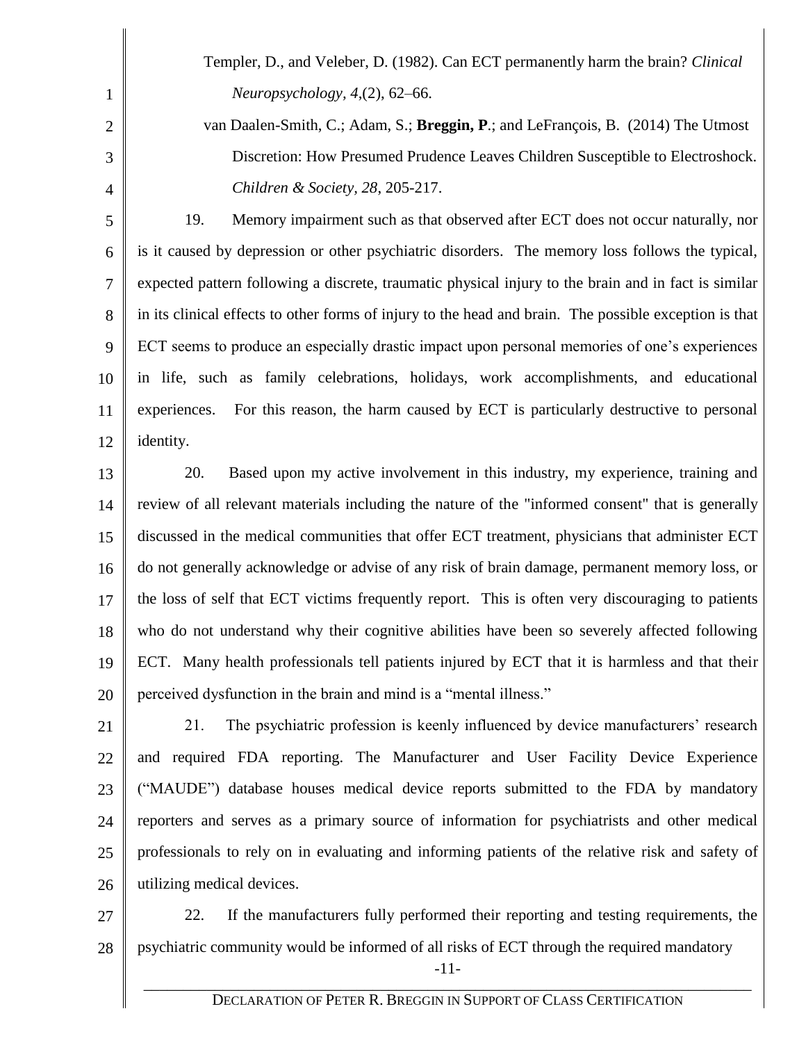Templer, D., and Veleber, D. (1982). Can ECT permanently harm the brain? *Clinical Neuropsychology, 4*,(2), 62–66.

van Daalen-Smith, C.; Adam, S.; **Breggin, P**.; and LeFrançois, B. (2014) The Utmost Discretion: How Presumed Prudence Leaves Children Susceptible to Electroshock. *Children & Society, 28*, 205-217.

19. Memory impairment such as that observed after ECT does not occur naturally, nor is it caused by depression or other psychiatric disorders. The memory loss follows the typical, expected pattern following a discrete, traumatic physical injury to the brain and in fact is similar in its clinical effects to other forms of injury to the head and brain. The possible exception is that ECT seems to produce an especially drastic impact upon personal memories of one's experiences in life, such as family celebrations, holidays, work accomplishments, and educational experiences. For this reason, the harm caused by ECT is particularly destructive to personal identity.

20. Based upon my active involvement in this industry, my experience, training and review of all relevant materials including the nature of the "informed consent" that is generally discussed in the medical communities that offer ECT treatment, physicians that administer ECT do not generally acknowledge or advise of any risk of brain damage, permanent memory loss, or the loss of self that ECT victims frequently report. This is often very discouraging to patients who do not understand why their cognitive abilities have been so severely affected following ECT. Many health professionals tell patients injured by ECT that it is harmless and that their perceived dysfunction in the brain and mind is a "mental illness."

21. The psychiatric profession is keenly influenced by device manufacturers' research and required FDA reporting. The Manufacturer and User Facility Device Experience ("MAUDE") database houses medical device reports submitted to the FDA by mandatory reporters and serves as a primary source of information for psychiatrists and other medical professionals to rely on in evaluating and informing patients of the relative risk and safety of utilizing medical devices.

22. If the manufacturers fully performed their reporting and testing requirements, the psychiatric community would be informed of all risks of ECT through the required mandatory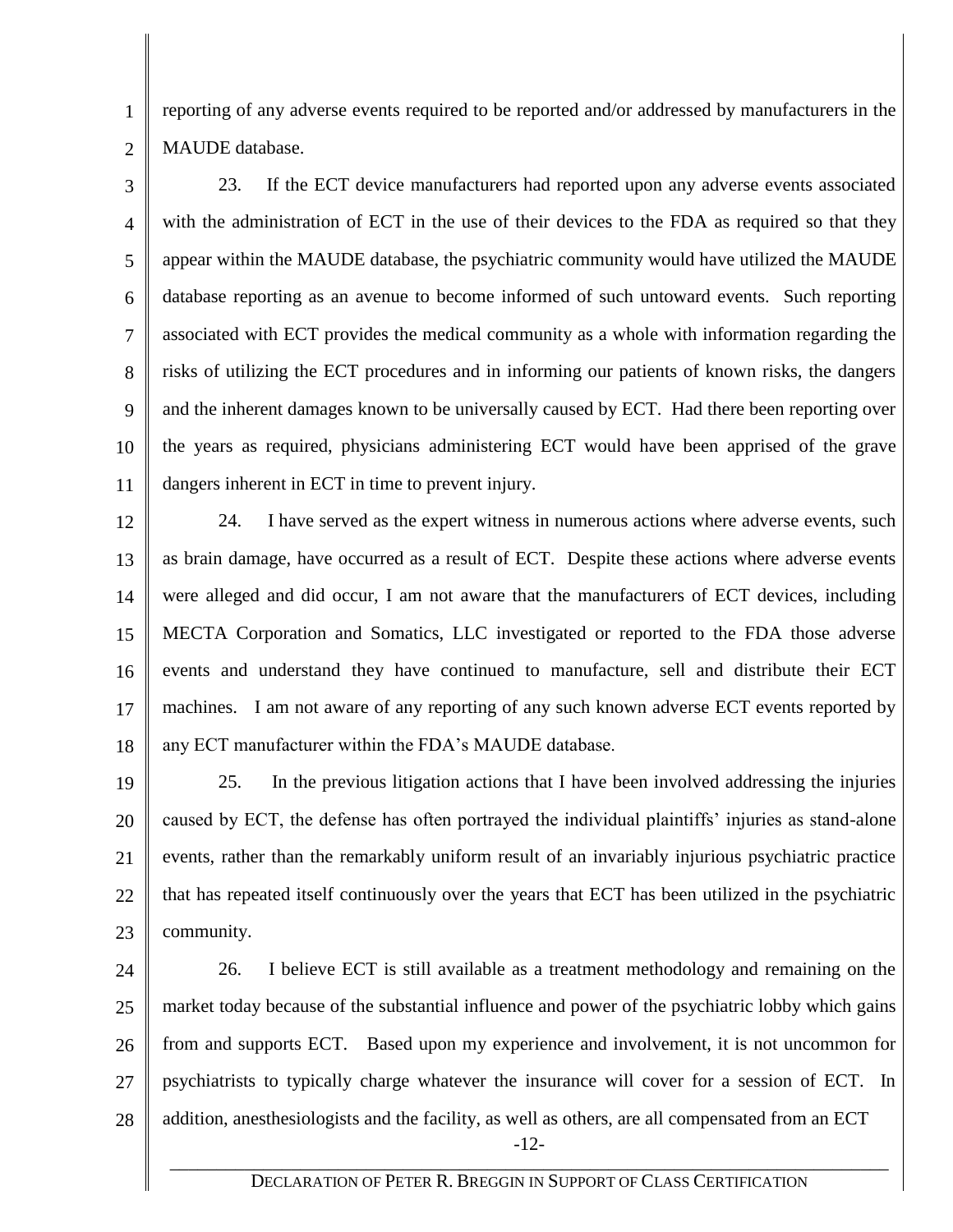reporting of any adverse events required to be reported and/or addressed by manufacturers in the MAUDE database.

23. If the ECT device manufacturers had reported upon any adverse events associated with the administration of ECT in the use of their devices to the FDA as required so that they appear within the MAUDE database, the psychiatric community would have utilized the MAUDE database reporting as an avenue to become informed of such untoward events. Such reporting associated with ECT provides the medical community as a whole with information regarding the risks of utilizing the ECT procedures and in informing our patients of known risks, the dangers and the inherent damages known to be universally caused by ECT. Had there been reporting over the years as required, physicians administering ECT would have been apprised of the grave dangers inherent in ECT in time to prevent injury.

24. I have served as the expert witness in numerous actions where adverse events, such as brain damage, have occurred as a result of ECT. Despite these actions where adverse events were alleged and did occur, I am not aware that the manufacturers of ECT devices, including MECTA Corporation and Somatics, LLC investigated or reported to the FDA those adverse events and understand they have continued to manufacture, sell and distribute their ECT machines. I am not aware of any reporting of any such known adverse ECT events reported by any ECT manufacturer within the FDA's MAUDE database.

25. In the previous litigation actions that I have been involved addressing the injuries caused by ECT, the defense has often portrayed the individual plaintiffs' injuries as stand-alone events, rather than the remarkably uniform result of an invariably injurious psychiatric practice that has repeated itself continuously over the years that ECT has been utilized in the psychiatric community.

26. I believe ECT is still available as a treatment methodology and remaining on the market today because of the substantial influence and power of the psychiatric lobby which gains from and supports ECT. Based upon my experience and involvement, it is not uncommon for psychiatrists to typically charge whatever the insurance will cover for a session of ECT. In addition, anesthesiologists and the facility, as well as others, are all compensated from an ECT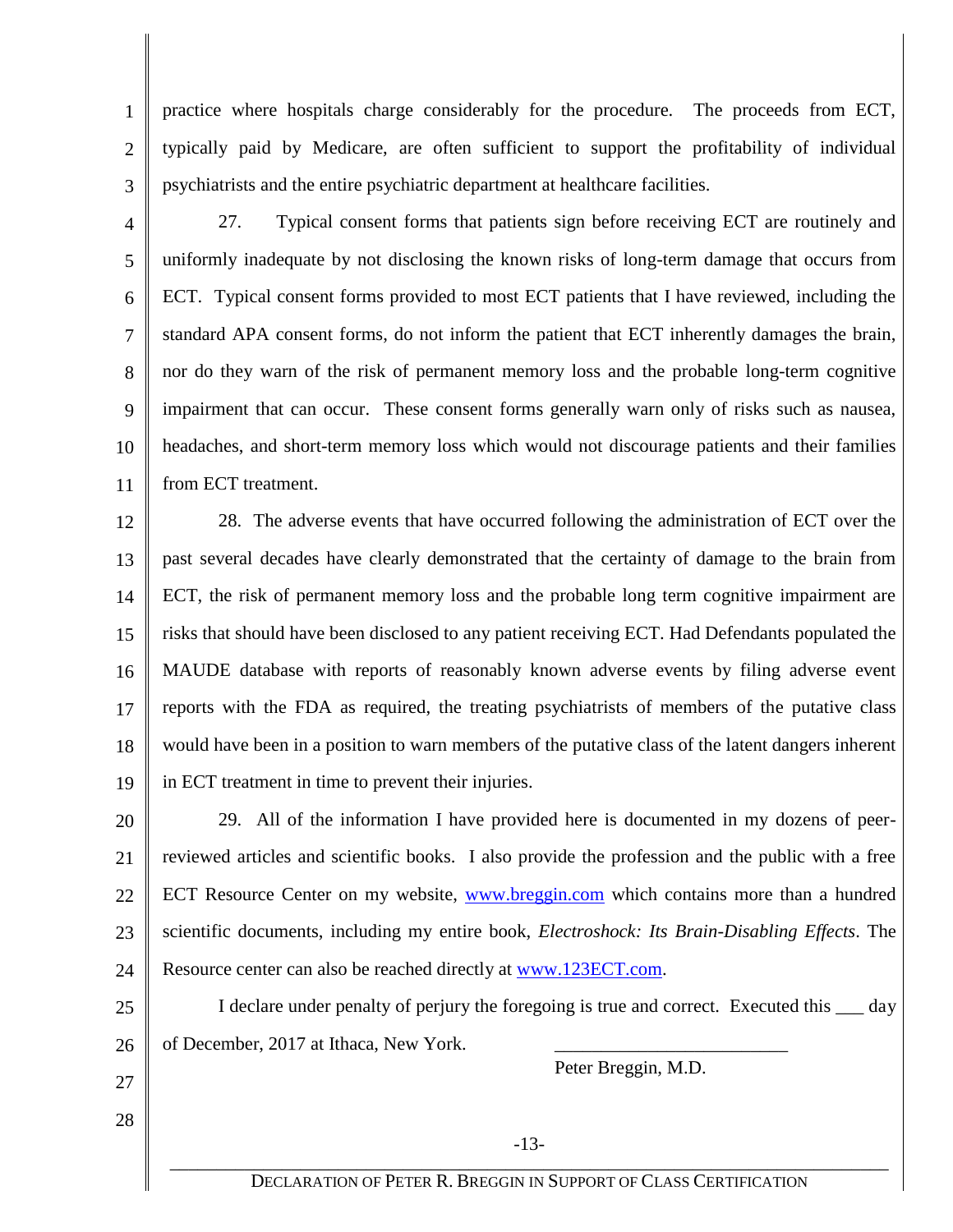practice where hospitals charge considerably for the procedure. The proceeds from ECT, typically paid by Medicare, are often sufficient to support the profitability of individual psychiatrists and the entire psychiatric department at healthcare facilities.

27. Typical consent forms that patients sign before receiving ECT are routinely and uniformly inadequate by not disclosing the known risks of long-term damage that occurs from ECT. Typical consent forms provided to most ECT patients that I have reviewed, including the standard APA consent forms, do not inform the patient that ECT inherently damages the brain, nor do they warn of the risk of permanent memory loss and the probable long-term cognitive impairment that can occur. These consent forms generally warn only of risks such as nausea, headaches, and short-term memory loss which would not discourage patients and their families from ECT treatment.

28. The adverse events that have occurred following the administration of ECT over the past several decades have clearly demonstrated that the certainty of damage to the brain from ECT, the risk of permanent memory loss and the probable long term cognitive impairment are risks that should have been disclosed to any patient receiving ECT. Had Defendants populated the MAUDE database with reports of reasonably known adverse events by filing adverse event reports with the FDA as required, the treating psychiatrists of members of the putative class would have been in a position to warn members of the putative class of the latent dangers inherent in ECT treatment in time to prevent their injuries.

29. All of the information I have provided here is documented in my dozens of peer-reviewed articles and scientific books. I also provide the profession and the public with a free ECT Resource Center on my website, www.breggin.com which contains more than a hundred scientific documents, including my entire book, *Electroshock: Its Brain-Disabling Effects*. The Resource center can also be reached directly at www.123ECT.com.

I declare under penalty of perjury the foregoing is true and correct. Executed this ___ day of December, 2017 at Ithaca, New York.

_________________________

Peter Breggin, M.D.